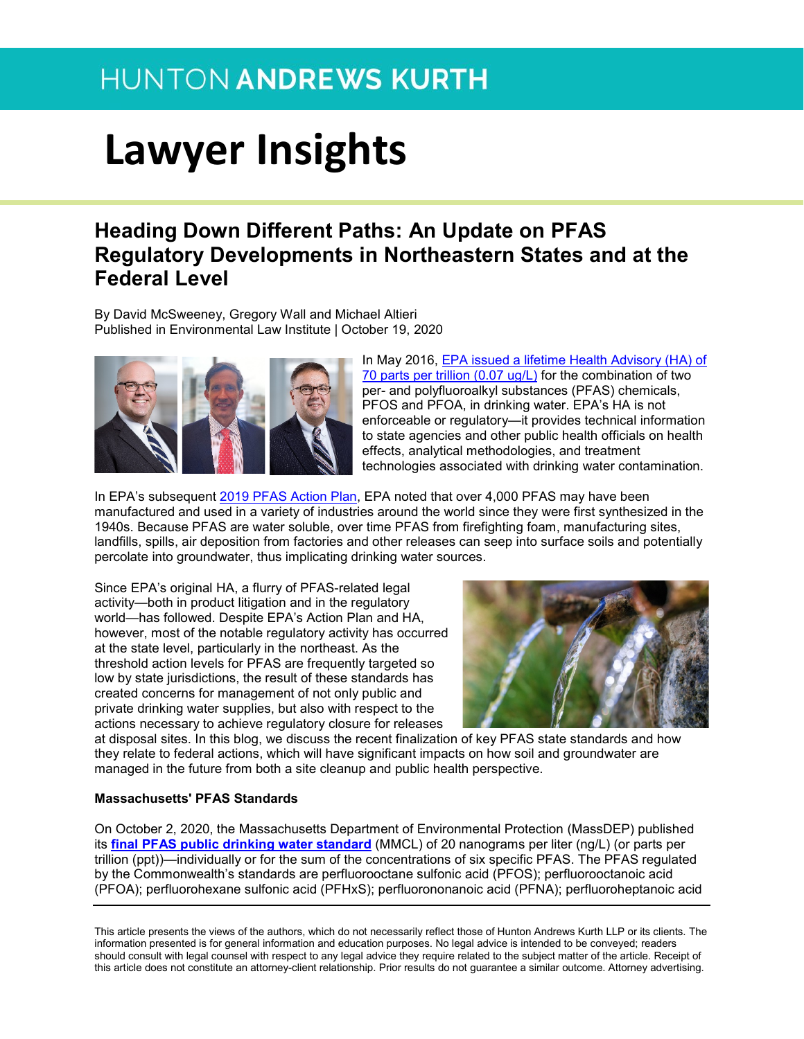HUNTON ANDREWS KURTH

# Lawyer Insights

## Heading Down Different Paths: An Update on PFAS Regulatory Developments in Northeastern States and at the Federal Level

By David McSweeney, Gregory Wall and Michael Altieri
Published in Environmental Law Institute | October 19, 2020

In May 2016, EPA issued a lifetime Health Advisory (HA) of 70 parts per trillion (0.07 ug/L) for the combination of two per- and polyfluoroalkyl substances (PFAS) chemicals, PFOS and PFOA, in drinking water. EPA's HA is not enforceable or regulatory—it provides technical information to state agencies and other public health officials on health effects, analytical methodologies, and treatment technologies associated with drinking water contamination.

In EPA's subsequent 2019 PFAS Action Plan, EPA noted that over 4,000 PFAS may have been manufactured and used in a variety of industries around the world since they were first synthesized in the 1940s. Because PFAS are water soluble, over time PFAS from firefighting foam, manufacturing sites, landfills, spills, air deposition from factories and other releases can seep into surface soils and potentially percolate into groundwater, thus implicating drinking water sources.

Since EPA's original HA, a flurry of PFAS-related legal activity—both in product litigation and in the regulatory world—has followed. Despite EPA's Action Plan and HA, however, most of the notable regulatory activity has occurred at the state level, particularly in the northeast. As the threshold action levels for PFAS are frequently targeted so low by state jurisdictions, the result of these standards has created concerns for management of not only public and private drinking water supplies, but also with respect to the actions necessary to achieve regulatory closure for releases at disposal sites. In this blog, we discuss the recent finalization of key PFAS state standards and how they relate to federal actions, which will have significant impacts on how soil and groundwater are managed in the future from both a site cleanup and public health perspective.

**Massachusetts' PFAS Standards**

On October 2, 2020, the Massachusetts Department of Environmental Protection (MassDEP) published its **final PFAS public drinking water standard** (MMCL) of 20 nanograms per liter (ng/L) (or parts per trillion (ppt))—individually or for the sum of the concentrations of six specific PFAS. The PFAS regulated by the Commonwealth's standards are perfluorooctane sulfonic acid (PFOS); perfluorooctanoic acid (PFOA); perfluorohexane sulfonic acid (PFHxS); perfluorononanoic acid (PFNA); perfluoroheptanoic acid

This article presents the views of the authors, which do not necessarily reflect those of Hunton Andrews Kurth LLP or its clients. The information presented is for general information and education purposes. No legal advice is intended to be conveyed; readers should consult with legal counsel with respect to any legal advice they require related to the subject matter of the article. Receipt of this article does not constitute an attorney-client relationship. Prior results do not guarantee a similar outcome. Attorney advertising.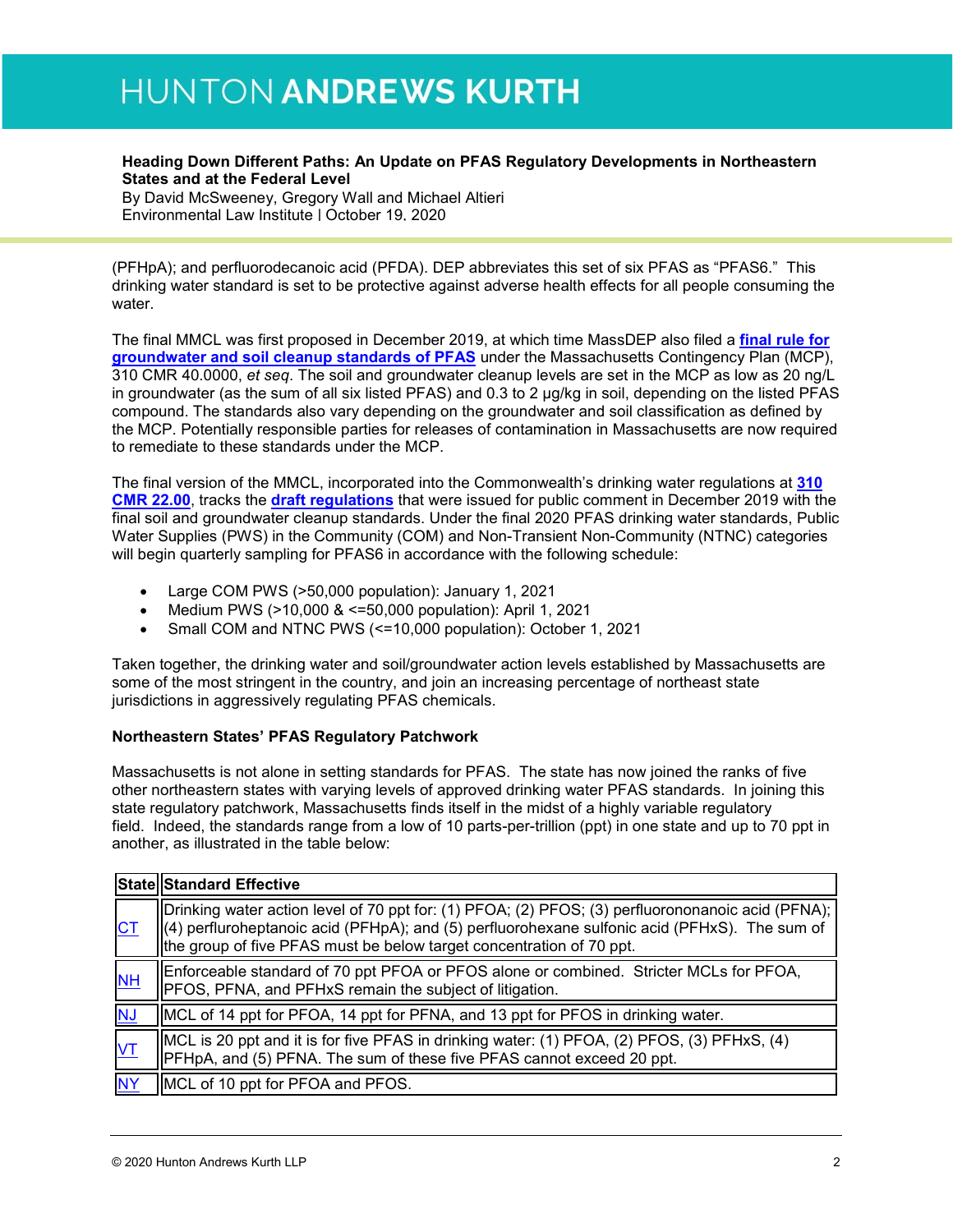(PFHpA); and perfluorodecanoic acid (PFDA). DEP abbreviates this set of six PFAS as "PFAS6." This drinking water standard is set to be protective against adverse health effects for all people consuming the water.

The final MMCL was first proposed in December 2019, at which time MassDEP also filed a **final rule for groundwater and soil cleanup standards of PFAS** under the Massachusetts Contingency Plan (MCP), 310 CMR 40.0000, *et seq*. The soil and groundwater cleanup levels are set in the MCP as low as 20 ng/L in groundwater (as the sum of all six listed PFAS) and 0.3 to 2 μg/kg in soil, depending on the listed PFAS compound. The standards also vary depending on the groundwater and soil classification as defined by the MCP. Potentially responsible parties for releases of contamination in Massachusetts are now required to remediate to these standards under the MCP.

The final version of the MMCL, incorporated into the Commonwealth's drinking water regulations at **310 CMR 22.00**, tracks the **draft regulations** that were issued for public comment in December 2019 with the final soil and groundwater cleanup standards. Under the final 2020 PFAS drinking water standards, Public Water Supplies (PWS) in the Community (COM) and Non-Transient Non-Community (NTNC) categories will begin quarterly sampling for PFAS6 in accordance with the following schedule:

- Large COM PWS (>50,000 population): January 1, 2021
- Medium PWS (>10,000 & <=50,000 population): April 1, 2021
- Small COM and NTNC PWS (<=10,000 population): October 1, 2021

Taken together, the drinking water and soil/groundwater action levels established by Massachusetts are some of the most stringent in the country, and join an increasing percentage of northeast state jurisdictions in aggressively regulating PFAS chemicals.

**Northeastern States' PFAS Regulatory Patchwork**

Massachusetts is not alone in setting standards for PFAS. The state has now joined the ranks of five other northeastern states with varying levels of approved drinking water PFAS standards. In joining this state regulatory patchwork, Massachusetts finds itself in the midst of a highly variable regulatory field. Indeed, the standards range from a low of 10 parts-per-trillion (ppt) in one state and up to 70 ppt in another, as illustrated in the table below:

| State | Standard Effective |
|---|---|
| CT | Drinking water action level of 70 ppt for: (1) PFOA; (2) PFOS; (3) perfluorononanoic acid (PFNA); (4) perfluroheptanoic acid (PFHpA); and (5) perfluorohexane sulfonic acid (PFHxS). The sum of the group of five PFAS must be below target concentration of 70 ppt. |
| NH | Enforceable standard of 70 ppt PFOA or PFOS alone or combined. Stricter MCLs for PFOA, PFOS, PFNA, and PFHxS remain the subject of litigation. |
| NJ | MCL of 14 ppt for PFOA, 14 ppt for PFNA, and 13 ppt for PFOS in drinking water. |
| VT | MCL is 20 ppt and it is for five PFAS in drinking water: (1) PFOA, (2) PFOS, (3) PFHxS, (4) PFHpA, and (5) PFNA. The sum of these five PFAS cannot exceed 20 ppt. |
| NY | MCL of 10 ppt for PFOA and PFOS. |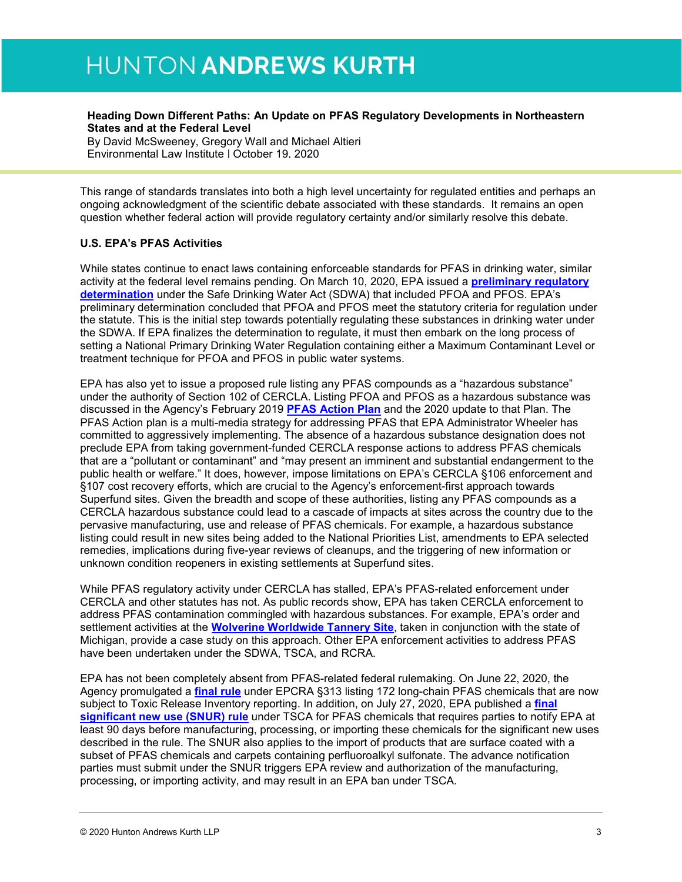This range of standards translates into both a high level uncertainty for regulated entities and perhaps an ongoing acknowledgment of the scientific debate associated with these standards. It remains an open question whether federal action will provide regulatory certainty and/or similarly resolve this debate.

**U.S. EPA's PFAS Activities**

While states continue to enact laws containing enforceable standards for PFAS in drinking water, similar activity at the federal level remains pending. On March 10, 2020, EPA issued a **preliminary regulatory determination** under the Safe Drinking Water Act (SDWA) that included PFOA and PFOS. EPA's preliminary determination concluded that PFOA and PFOS meet the statutory criteria for regulation under the statute. This is the initial step towards potentially regulating these substances in drinking water under the SDWA. If EPA finalizes the determination to regulate, it must then embark on the long process of setting a National Primary Drinking Water Regulation containing either a Maximum Contaminant Level or treatment technique for PFOA and PFOS in public water systems.

EPA has also yet to issue a proposed rule listing any PFAS compounds as a "hazardous substance" under the authority of Section 102 of CERCLA. Listing PFOA and PFOS as a hazardous substance was discussed in the Agency's February 2019 **PFAS Action Plan** and the 2020 update to that Plan. The PFAS Action plan is a multi-media strategy for addressing PFAS that EPA Administrator Wheeler has committed to aggressively implementing. The absence of a hazardous substance designation does not preclude EPA from taking government-funded CERCLA response actions to address PFAS chemicals that are a "pollutant or contaminant" and "may present an imminent and substantial endangerment to the public health or welfare." It does, however, impose limitations on EPA's CERCLA §106 enforcement and §107 cost recovery efforts, which are crucial to the Agency's enforcement-first approach towards Superfund sites. Given the breadth and scope of these authorities, listing any PFAS compounds as a CERCLA hazardous substance could lead to a cascade of impacts at sites across the country due to the pervasive manufacturing, use and release of PFAS chemicals. For example, a hazardous substance listing could result in new sites being added to the National Priorities List, amendments to EPA selected remedies, implications during five-year reviews of cleanups, and the triggering of new information or unknown condition reopeners in existing settlements at Superfund sites.

While PFAS regulatory activity under CERCLA has stalled, EPA's PFAS-related enforcement under CERCLA and other statutes has not. As public records show, EPA has taken CERCLA enforcement to address PFAS contamination commingled with hazardous substances. For example, EPA's order and settlement activities at the **Wolverine Worldwide Tannery Site**, taken in conjunction with the state of Michigan, provide a case study on this approach. Other EPA enforcement activities to address PFAS have been undertaken under the SDWA, TSCA, and RCRA.

EPA has not been completely absent from PFAS-related federal rulemaking. On June 22, 2020, the Agency promulgated a **final rule** under EPCRA §313 listing 172 long-chain PFAS chemicals that are now subject to Toxic Release Inventory reporting. In addition, on July 27, 2020, EPA published a **final significant new use (SNUR) rule** under TSCA for PFAS chemicals that requires parties to notify EPA at least 90 days before manufacturing, processing, or importing these chemicals for the significant new uses described in the rule. The SNUR also applies to the import of products that are surface coated with a subset of PFAS chemicals and carpets containing perfluoroalkyl sulfonate. The advance notification parties must submit under the SNUR triggers EPA review and authorization of the manufacturing, processing, or importing activity, and may result in an EPA ban under TSCA.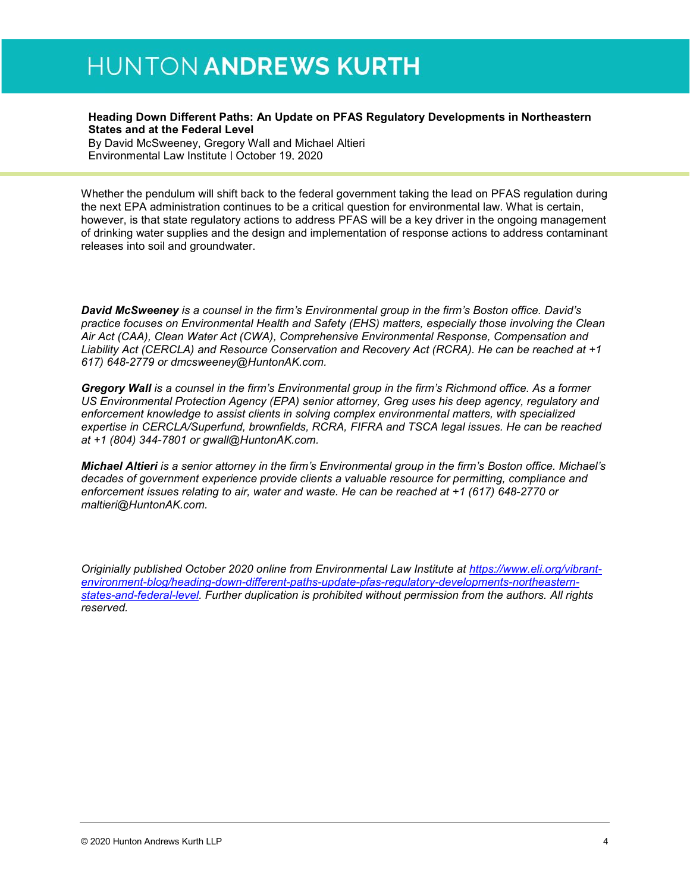**Heading Down Different Paths: An Update on PFAS Regulatory Developments in Northeastern States and at the Federal Level**
By David McSweeney, Gregory Wall and Michael Altieri
Environmental Law Institute | October 19, 2020

Whether the pendulum will shift back to the federal government taking the lead on PFAS regulation during the next EPA administration continues to be a critical question for environmental law. What is certain, however, is that state regulatory actions to address PFAS will be a key driver in the ongoing management of drinking water supplies and the design and implementation of response actions to address contaminant releases into soil and groundwater.

***David McSweeney*** *is a counsel in the firm's Environmental group in the firm's Boston office. David's practice focuses on Environmental Health and Safety (EHS) matters, especially those involving the Clean Air Act (CAA), Clean Water Act (CWA), Comprehensive Environmental Response, Compensation and Liability Act (CERCLA) and Resource Conservation and Recovery Act (RCRA). He can be reached at +1 617) 648-2779 or dmcsweeney@HuntonAK.com.*

***Gregory Wall*** *is a counsel in the firm's Environmental group in the firm's Richmond office. As a former US Environmental Protection Agency (EPA) senior attorney, Greg uses his deep agency, regulatory and enforcement knowledge to assist clients in solving complex environmental matters, with specialized expertise in CERCLA/Superfund, brownfields, RCRA, FIFRA and TSCA legal issues. He can be reached at +1 (804) 344-7801 or gwall@HuntonAK.com.*

***Michael Altieri*** *is a senior attorney in the firm's Environmental group in the firm's Boston office. Michael's decades of government experience provide clients a valuable resource for permitting, compliance and enforcement issues relating to air, water and waste. He can be reached at +1 (617) 648-2770 or maltieri@HuntonAK.com.*

*Originially published October 2020 online from Environmental Law Institute at [https://www.eli.org/vibrant-environment-blog/heading-down-different-paths-update-pfas-regulatory-developments-northeastern-states-and-federal-level](https://www.eli.org/vibrant-environment-blog/heading-down-different-paths-update-pfas-regulatory-developments-northeastern-states-and-federal-level). Further duplication is prohibited without permission from the authors. All rights reserved.*

© 2020 Hunton Andrews Kurth LLP